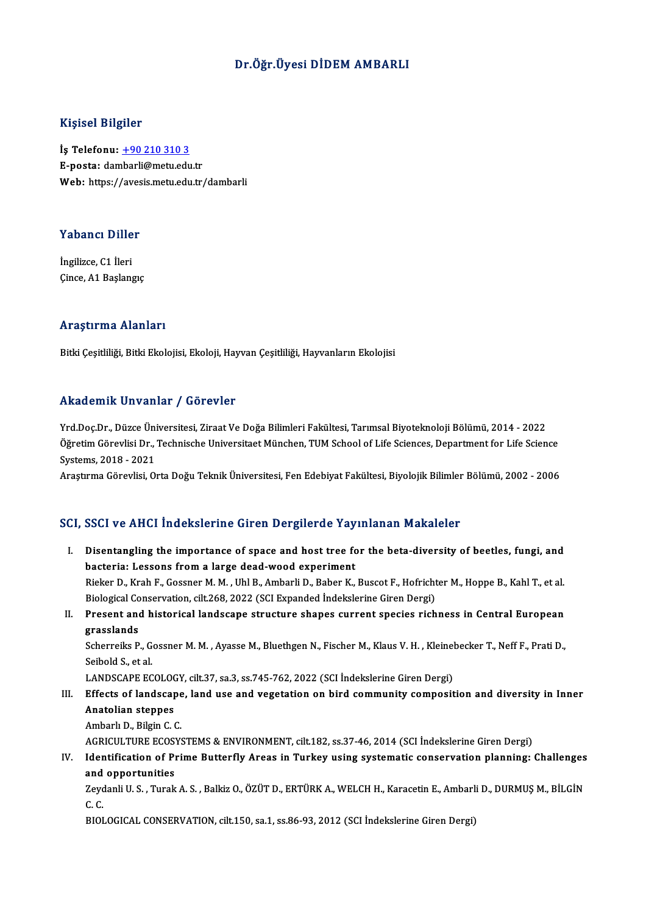# Dr.Öğr.Üyesi DİDEM AMBARLI

## Kişisel Bilgiler

**İş Telefonu:** +90 210 310 3
**E-posta:** dambarli@metu.edu.tr
**Web:** https://avesis.metu.edu.tr/dambarli

## Yabancı Diller

İngilizce, C1 İleri
Çince, A1 Başlangıç

## Araştırma Alanları

Bitki Çeşitliliği, Bitki Ekolojisi, Ekoloji, Hayvan Çeşitliliği, Hayvanların Ekolojisi

## Akademik Unvanlar / Görevler

Yrd.Doç.Dr., Düzce Üniversitesi, Ziraat Ve Doğa Bilimleri Fakültesi, Tarımsal Biyoteknoloji Bölümü, 2014 - 2022
Öğretim Görevlisi Dr., Technische Universitaet München, TUM School of Life Sciences, Department for Life Science Systems, 2018 - 2021
Araştırma Görevlisi, Orta Doğu Teknik Üniversitesi, Fen Edebiyat Fakültesi, Biyolojik Bilimler Bölümü, 2002 - 2006

## SCI, SSCI ve AHCI İndekslerine Giren Dergilerde Yayınlanan Makaleler

I. **Disentangling the importance of space and host tree for the beta-diversity of beetles, fungi, and bacteria: Lessons from a large dead-wood experiment**
Rieker D., Krah F., Gossner M. M. , Uhl B., Ambarli D., Baber K., Buscot F., Hofrichter M., Hoppe B., Kahl T., et al.
Biological Conservation, cilt.268, 2022 (SCI Expanded İndekslerine Giren Dergi)

II. **Present and historical landscape structure shapes current species richness in Central European grasslands**
Scherreiks P., Gossner M. M. , Ayasse M., Bluethgen N., Fischer M., Klaus V. H. , Kleinebecker T., Neff F., Prati D., Seibold S., et al.
LANDSCAPE ECOLOGY, cilt.37, sa.3, ss.745-762, 2022 (SCI İndekslerine Giren Dergi)

III. **Effects of landscape, land use and vegetation on bird community composition and diversity in Inner Anatolian steppes**
Ambarlı D., Bilgin C. C.
AGRICULTURE ECOSYSTEMS & ENVIRONMENT, cilt.182, ss.37-46, 2014 (SCI İndekslerine Giren Dergi)

IV. **Identification of Prime Butterfly Areas in Turkey using systematic conservation planning: Challenges and opportunities**
Zeydanli U. S. , Turak A. S. , Balkiz O., ÖZÜT D., ERTÜRK A., WELCH H., Karacetin E., Ambarli D., DURMUŞ M., BİLGİN C. C.
BIOLOGICAL CONSERVATION, cilt.150, sa.1, ss.86-93, 2012 (SCI İndekslerine Giren Dergi)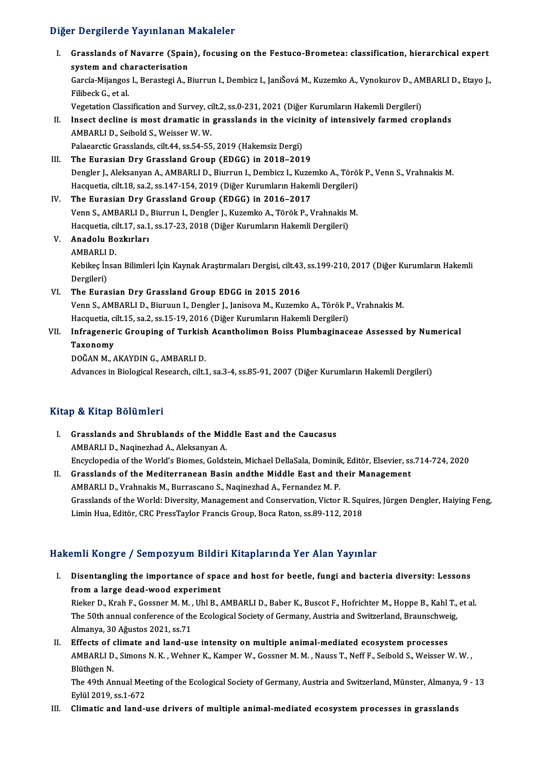## Diğer Dergilerde Yayınlanan Makaleler

I. **Grasslands of Navarre (Spain), focusing on the Festuco-Brometea: classification, hierarchical expert system and characterisation**
García-Mijangos I., Berastegi A., Biurrun I., Dembicz I., JaniŠová M., Kuzemko A., Vynokurov D., AMBARLI D., Etayo J., Filibeck G., et al.
Vegetation Classification and Survey, cilt.2, ss.0-231, 2021 (Diğer Kurumların Hakemli Dergileri)

II. **Insect decline is most dramatic in grasslands in the vicinity of intensively farmed croplands**
AMBARLI D., Seibold S., Weisser W. W.
Palaearctic Grasslands, cilt.44, ss.54-55, 2019 (Hakemsiz Dergi)

III. **The Eurasian Dry Grassland Group (EDGG) in 2018–2019**
Dengler J., Aleksanyan A., AMBARLI D., Biurrun I., Dembicz I., Kuzemko A., Török P., Venn S., Vrahnakis M.
Hacquetia, cilt.18, sa.2, ss.147-154, 2019 (Diğer Kurumların Hakemli Dergileri)

IV. **The Eurasian Dry Grassland Group (EDGG) in 2016–2017**
Venn S., AMBARLI D., Biurrun I., Dengler J., Kuzemko A., Török P., Vrahnakis M.
Hacquetia, cilt.17, sa.1, ss.17-23, 2018 (Diğer Kurumların Hakemli Dergileri)

V. **Anadolu Bozkırları**
AMBARLI D.
Kebikeç İnsan Bilimleri İçin Kaynak Araştırmaları Dergisi, cilt.43, ss.199-210, 2017 (Diğer Kurumların Hakemli Dergileri)

VI. **The Eurasian Dry Grassland Group EDGG in 2015 2016**
Venn S., AMBARLI D., Biuruun I., Dengler J., Janisova M., Kuzemko A., Török P., Vrahnakis M.
Hacquetia, cilt.15, sa.2, ss.15-19, 2016 (Diğer Kurumların Hakemli Dergileri)

VII. **Infrageneric Grouping of Turkish Acantholimon Boiss Plumbaginaceae Assessed by Numerical Taxonomy**
DOĞAN M., AKAYDIN G., AMBARLI D.
Advances in Biological Research, cilt.1, sa.3-4, ss.85-91, 2007 (Diğer Kurumların Hakemli Dergileri)

## Kitap & Kitap Bölümleri

I. **Grasslands and Shrublands of the Middle East and the Caucasus**
AMBARLI D., Naqinezhad A., Aleksanyan A.
Encyclopedia of the World's Biomes, Goldstein, Michael DellaSala, Dominik, Editör, Elsevier, ss.714-724, 2020

II. **Grasslands of the Mediterranean Basin andthe Middle East and their Management**
AMBARLI D., Vrahnakis M., Burrascano S., Naqinezhad A., Fernandez M. P.
Grasslands of the World: Diversity, Management and Conservation, Victor R. Squires, Jürgen Dengler, Haiying Feng, Limin Hua, Editör, CRC PressTaylor Francis Group, Boca Raton, ss.89-112, 2018

## Hakemli Kongre / Sempozyum Bildiri Kitaplarında Yer Alan Yayınlar

I. **Disentangling the importance of space and host for beetle, fungi and bacteria diversity: Lessons from a large dead-wood experiment**
Rieker D., Krah F., Gossner M. M. , Uhl B., AMBARLI D., Baber K., Buscot F., Hofrichter M., Hoppe B., Kahl T., et al.
The 50th annual conference of the Ecological Society of Germany, Austria and Switzerland, Braunschweig, Almanya, 30 Ağustos 2021, ss.71

II. **Effects of climate and land-use intensity on multiple animal-mediated ecosystem processes**
AMBARLI D., Simons N. K. , Wehner K., Kamper W., Gossner M. M. , Nauss T., Neff F., Seibold S., Weisser W. W. , Blüthgen N.
The 49th Annual Meeting of the Ecological Society of Germany, Austria and Switzerland, Münster, Almanya, 9 - 13 Eylül 2019, ss.1-672

III. **Climatic and land-use drivers of multiple animal-mediated ecosystem processes in grasslands**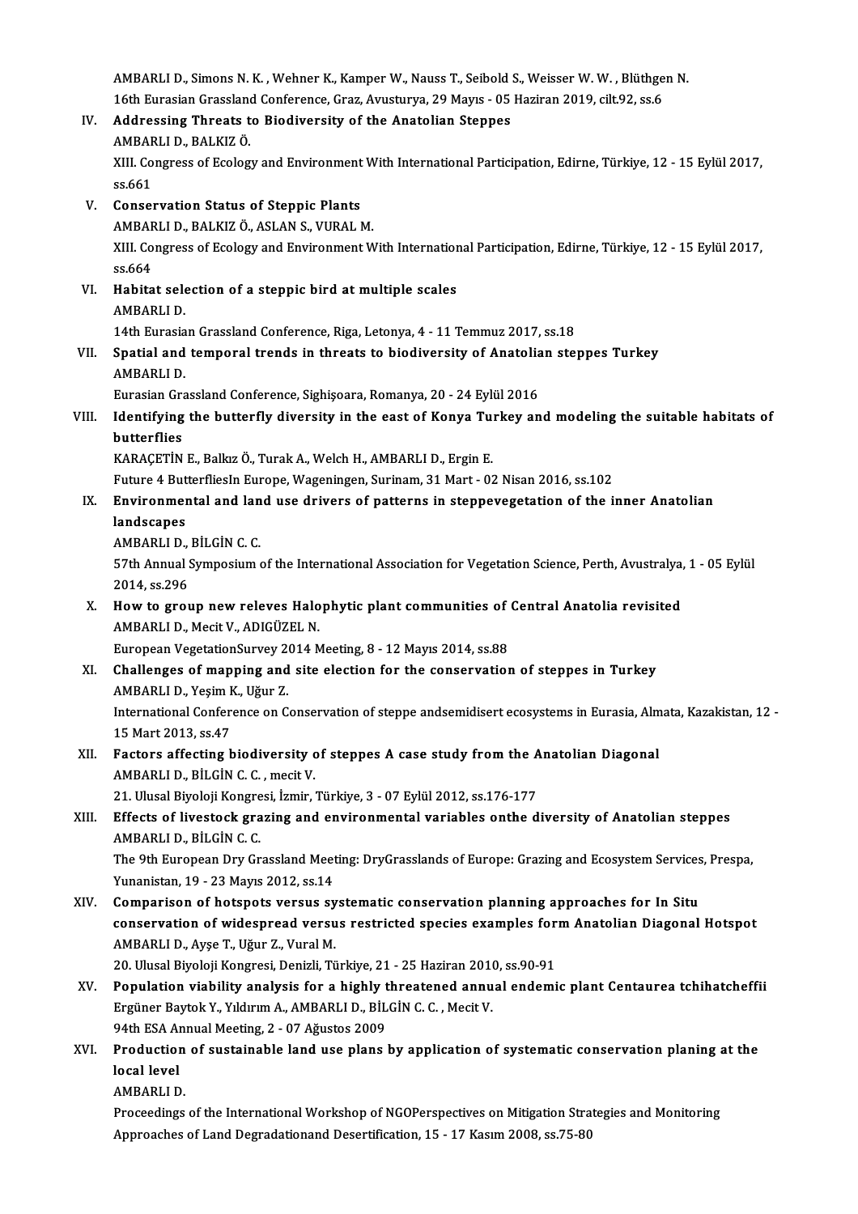AMBARLI D., Simons N. K. , Wehner K., Kamper W., Nauss T., Seibold S., Weisser W. W. , Blüthgen N.
16th Eurasian Grassland Conference, Graz, Avusturya, 29 Mayıs - 05 Haziran 2019, cilt.92, ss.6

IV. **Addressing Threats to Biodiversity of the Anatolian Steppes**
AMBARLI D., BALKIZ Ö.
XIII. Congress of Ecology and Environment With International Participation, Edirne, Türkiye, 12 - 15 Eylül 2017, ss.661

V. **Conservation Status of Steppic Plants**
AMBARLI D., BALKIZ Ö., ASLAN S., VURAL M.
XIII. Congress of Ecology and Environment With International Participation, Edirne, Türkiye, 12 - 15 Eylül 2017, ss.664

VI. **Habitat selection of a steppic bird at multiple scales**
AMBARLI D.
14th Eurasian Grassland Conference, Riga, Letonya, 4 - 11 Temmuz 2017, ss.18

VII. **Spatial and temporal trends in threats to biodiversity of Anatolian steppes Turkey**
AMBARLI D.
Eurasian Grassland Conference, Sighişoara, Romanya, 20 - 24 Eylül 2016

VIII. **Identifying the butterfly diversity in the east of Konya Turkey and modeling the suitable habitats of butterflies**
KARAÇETİN E., Balkız Ö., Turak A., Welch H., AMBARLI D., Ergin E.
Future 4 ButterfliesIn Europe, Wageningen, Surinam, 31 Mart - 02 Nisan 2016, ss.102

IX. **Environmental and land use drivers of patterns in steppevegetation of the inner Anatolian landscapes**
AMBARLI D., BİLGİN C. C.
57th Annual Symposium of the International Association for Vegetation Science, Perth, Avustralya, 1 - 05 Eylül 2014, ss.296

X. **How to group new releves Halophytic plant communities of Central Anatolia revisited**
AMBARLI D., Mecit V., ADIGÜZEL N.
European VegetationSurvey 2014 Meeting, 8 - 12 Mayıs 2014, ss.88

XI. **Challenges of mapping and site election for the conservation of steppes in Turkey**
AMBARLI D., Yeşim K., Uğur Z.
International Conference on Conservation of steppe andsemidisert ecosystems in Eurasia, Almata, Kazakistan, 12 - 15 Mart 2013, ss.47

XII. **Factors affecting biodiversity of steppes A case study from the Anatolian Diagonal**
AMBARLI D., BİLGİN C. C. , mecit V.
21. Ulusal Biyoloji Kongresi, İzmir, Türkiye, 3 - 07 Eylül 2012, ss.176-177

XIII. **Effects of livestock grazing and environmental variables onthe diversity of Anatolian steppes**
AMBARLI D., BİLGİN C. C.
The 9th European Dry Grassland Meeting: DryGrasslands of Europe: Grazing and Ecosystem Services, Prespa, Yunanistan, 19 - 23 Mayıs 2012, ss.14

XIV. **Comparison of hotspots versus systematic conservation planning approaches for In Situ conservation of widespread versus restricted species examples form Anatolian Diagonal Hotspot**
AMBARLI D., Ayşe T., Uğur Z., Vural M.
20. Ulusal Biyoloji Kongresi, Denizli, Türkiye, 21 - 25 Haziran 2010, ss.90-91

XV. **Population viability analysis for a highly threatened annual endemic plant Centaurea tchihatcheffii**
Ergüner Baytok Y., Yıldırım A., AMBARLI D., BİLGİN C. C. , Mecit V.
94th ESA Annual Meeting, 2 - 07 Ağustos 2009

XVI. **Production of sustainable land use plans by application of systematic conservation planing at the local level**
AMBARLI D.
Proceedings of the International Workshop of NGOPerspectives on Mitigation Strategies and Monitoring Approaches of Land Degradationand Desertification, 15 - 17 Kasım 2008, ss.75-80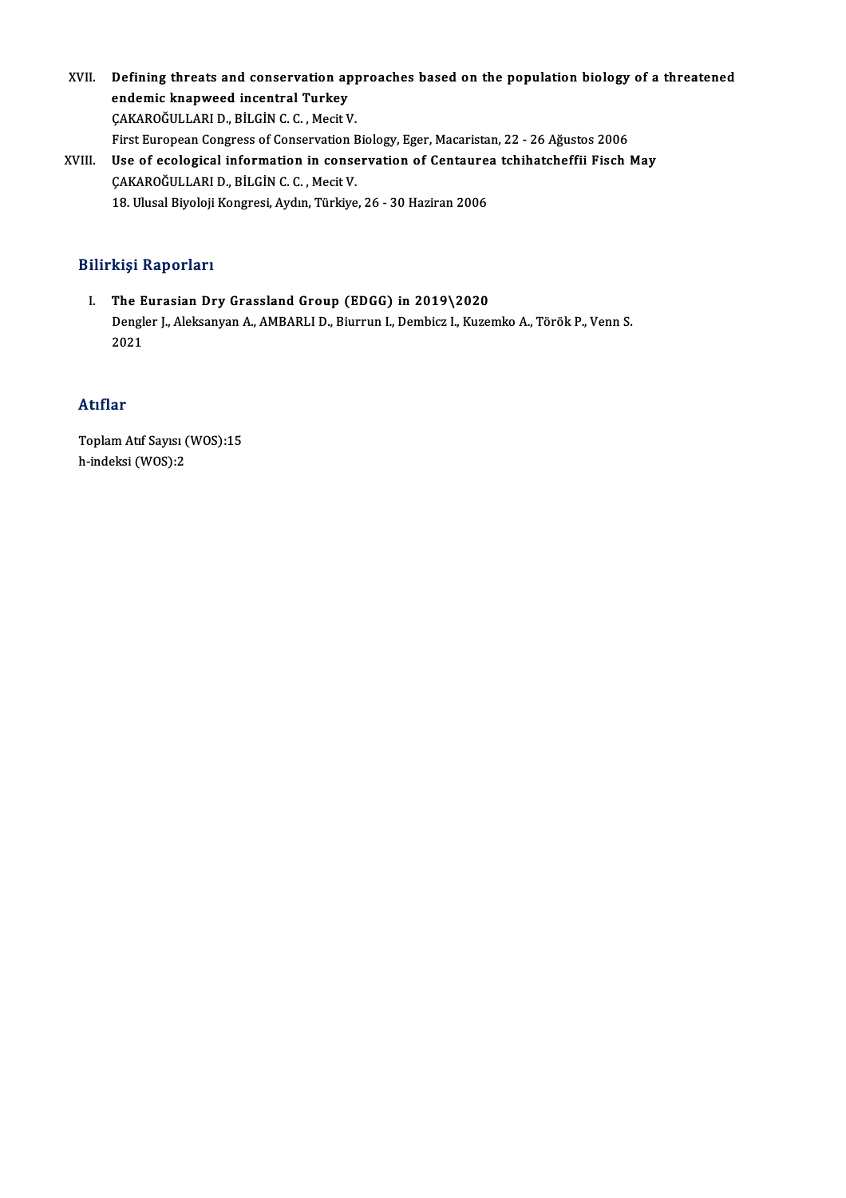XVII. **Defining threats and conservation approaches based on the population biology of a threatened endemic knapweed incentral Turkey**
ÇAKAROĞULLARI D., BİLGİN C. C. , Mecit V.
First European Congress of Conservation Biology, Eger, Macaristan, 22 - 26 Ağustos 2006

XVIII. **Use of ecological information in conservation of Centaurea tchihatcheffii Fisch May**
ÇAKAROĞULLARI D., BİLGİN C. C. , Mecit V.
18. Ulusal Biyoloji Kongresi, Aydın, Türkiye, 26 - 30 Haziran 2006

## Bilirkişi Raporları

I. **The Eurasian Dry Grassland Group (EDGG) in 2019\2020**
Dengler J., Aleksanyan A., AMBARLI D., Biurrun I., Dembicz I., Kuzemko A., Török P., Venn S.
2021

## Atıflar

Toplam Atıf Sayısı (WOS):15
h-indeksi (WOS):2